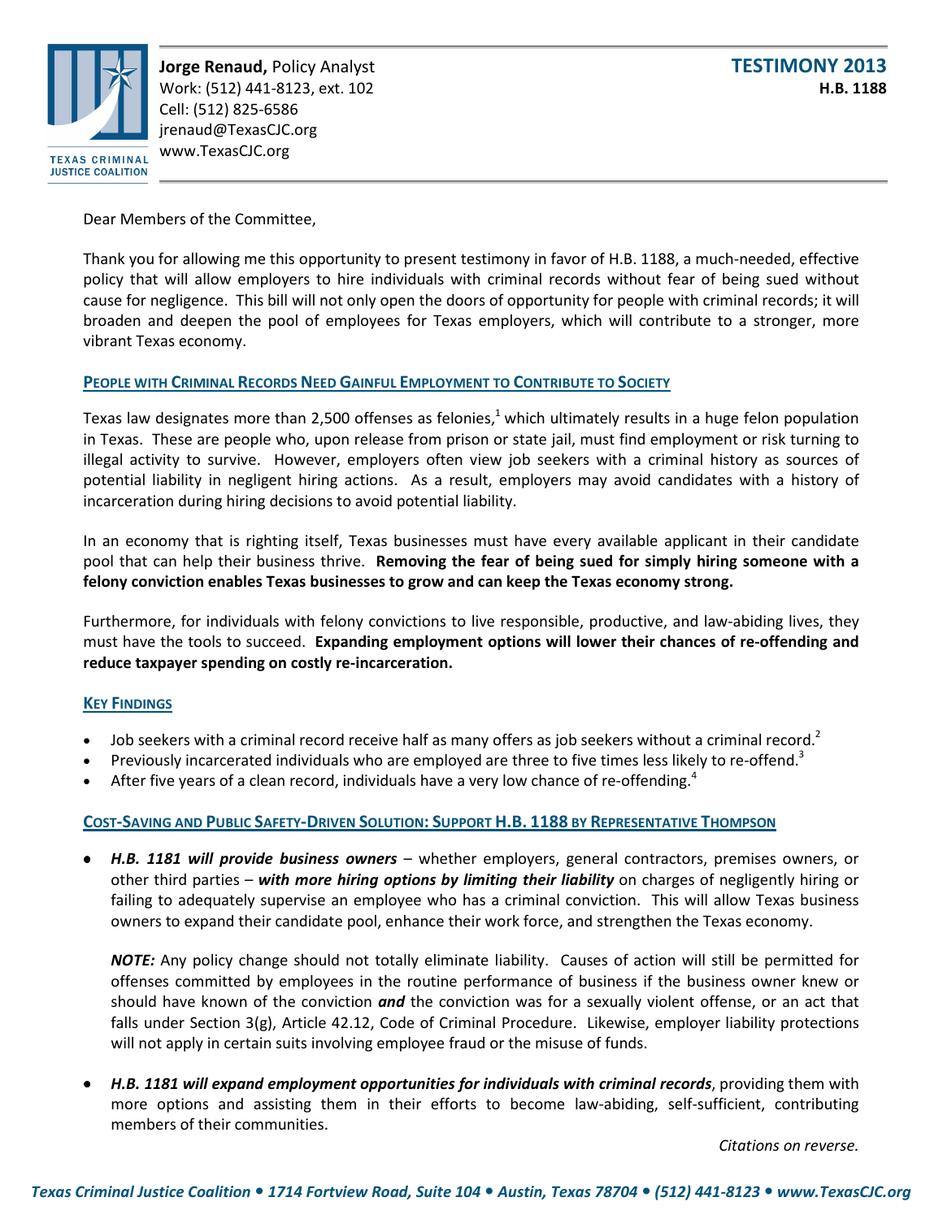TEXAS CRIMINAL JUSTICE COALITION

**Jorge Renaud,** Policy Analyst
Work: (512) 441-8123, ext. 102
Cell: (512) 825-6586
jrenaud@TexasCJC.org
www.TexasCJC.org

**TESTIMONY 2013**
**H.B. 1188**

Dear Members of the Committee,

Thank you for allowing me this opportunity to present testimony in favor of H.B. 1188, a much-needed, effective policy that will allow employers to hire individuals with criminal records without fear of being sued without cause for negligence. This bill will not only open the doors of opportunity for people with criminal records; it will broaden and deepen the pool of employees for Texas employers, which will contribute to a stronger, more vibrant Texas economy.

## PEOPLE WITH CRIMINAL RECORDS NEED GAINFUL EMPLOYMENT TO CONTRIBUTE TO SOCIETY

Texas law designates more than 2,500 offenses as felonies,[1] which ultimately results in a huge felon population in Texas. These are people who, upon release from prison or state jail, must find employment or risk turning to illegal activity to survive. However, employers often view job seekers with a criminal history as sources of potential liability in negligent hiring actions. As a result, employers may avoid candidates with a history of incarceration during hiring decisions to avoid potential liability.

In an economy that is righting itself, Texas businesses must have every available applicant in their candidate pool that can help their business thrive. **Removing the fear of being sued for simply hiring someone with a felony conviction enables Texas businesses to grow and can keep the Texas economy strong.**

Furthermore, for individuals with felony convictions to live responsible, productive, and law-abiding lives, they must have the tools to succeed. **Expanding employment options will lower their chances of re-offending and reduce taxpayer spending on costly re-incarceration.**

## KEY FINDINGS

- Job seekers with a criminal record receive half as many offers as job seekers without a criminal record.[2]
- Previously incarcerated individuals who are employed are three to five times less likely to re-offend.[3]
- After five years of a clean record, individuals have a very low chance of re-offending.[4]

## COST-SAVING AND PUBLIC SAFETY-DRIVEN SOLUTION: SUPPORT H.B. 1188 BY REPRESENTATIVE THOMPSON

- ***H.B. 1181 will provide business owners*** – whether employers, general contractors, premises owners, or other third parties – ***with more hiring options by limiting their liability*** on charges of negligently hiring or failing to adequately supervise an employee who has a criminal conviction. This will allow Texas business owners to expand their candidate pool, enhance their work force, and strengthen the Texas economy.

  ***NOTE:*** Any policy change should not totally eliminate liability. Causes of action will still be permitted for offenses committed by employees in the routine performance of business if the business owner knew or should have known of the conviction ***and*** the conviction was for a sexually violent offense, or an act that falls under Section 3(g), Article 42.12, Code of Criminal Procedure. Likewise, employer liability protections will not apply in certain suits involving employee fraud or the misuse of funds.

- ***H.B. 1181 will expand employment opportunities for individuals with criminal records***, providing them with more options and assisting them in their efforts to become law-abiding, self-sufficient, contributing members of their communities.

*Citations on reverse.*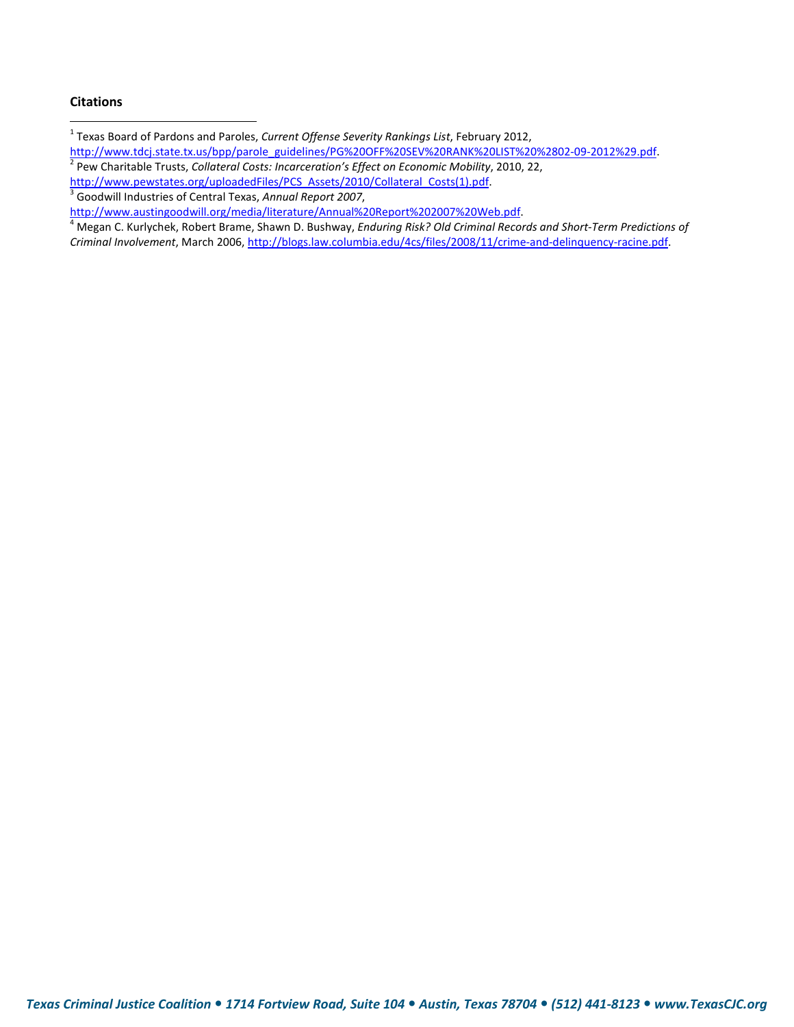**Citations**

[1] Texas Board of Pardons and Paroles, *Current Offense Severity Rankings List*, February 2012, http://www.tdcj.state.tx.us/bpp/parole_guidelines/PG%20OFF%20SEV%20RANK%20LIST%20%2802-09-2012%29.pdf.

[2] Pew Charitable Trusts, *Collateral Costs: Incarceration's Effect on Economic Mobility*, 2010, 22, http://www.pewstates.org/uploadedFiles/PCS_Assets/2010/Collateral_Costs(1).pdf.

[3] Goodwill Industries of Central Texas, *Annual Report 2007*, http://www.austingoodwill.org/media/literature/Annual%20Report%202007%20Web.pdf.

[4] Megan C. Kurlychek, Robert Brame, Shawn D. Bushway, *Enduring Risk? Old Criminal Records and Short-Term Predictions of Criminal Involvement*, March 2006, http://blogs.law.columbia.edu/4cs/files/2008/11/crime-and-delinquency-racine.pdf.

*Texas Criminal Justice Coalition • 1714 Fortview Road, Suite 104 • Austin, Texas 78704 • (512) 441-8123 • www.TexasCJC.org*